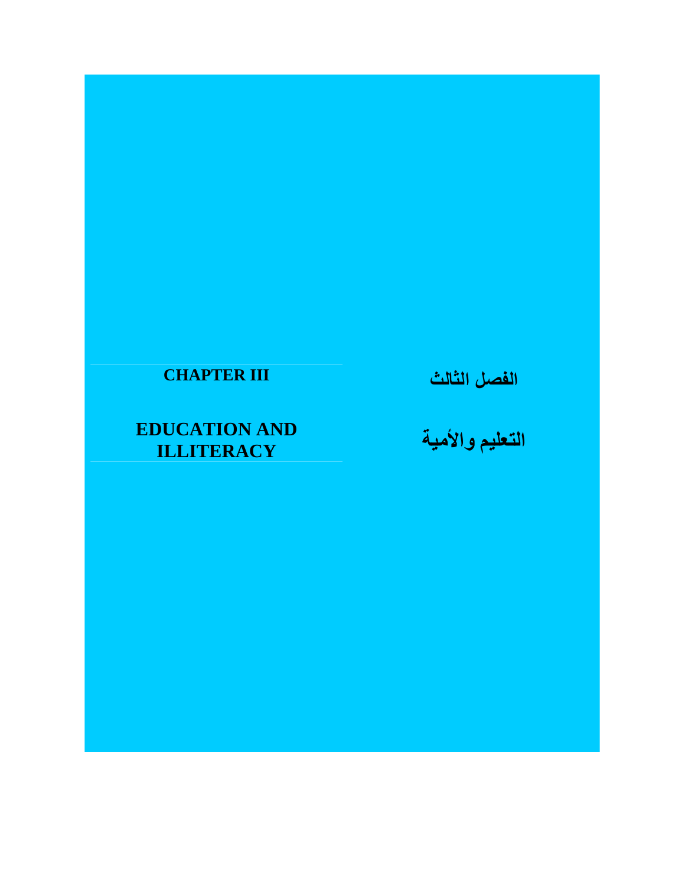# CHAPTER III

# الفصل الثالث

## EDUCATION AND ILLITERACY

## التعليم والأمية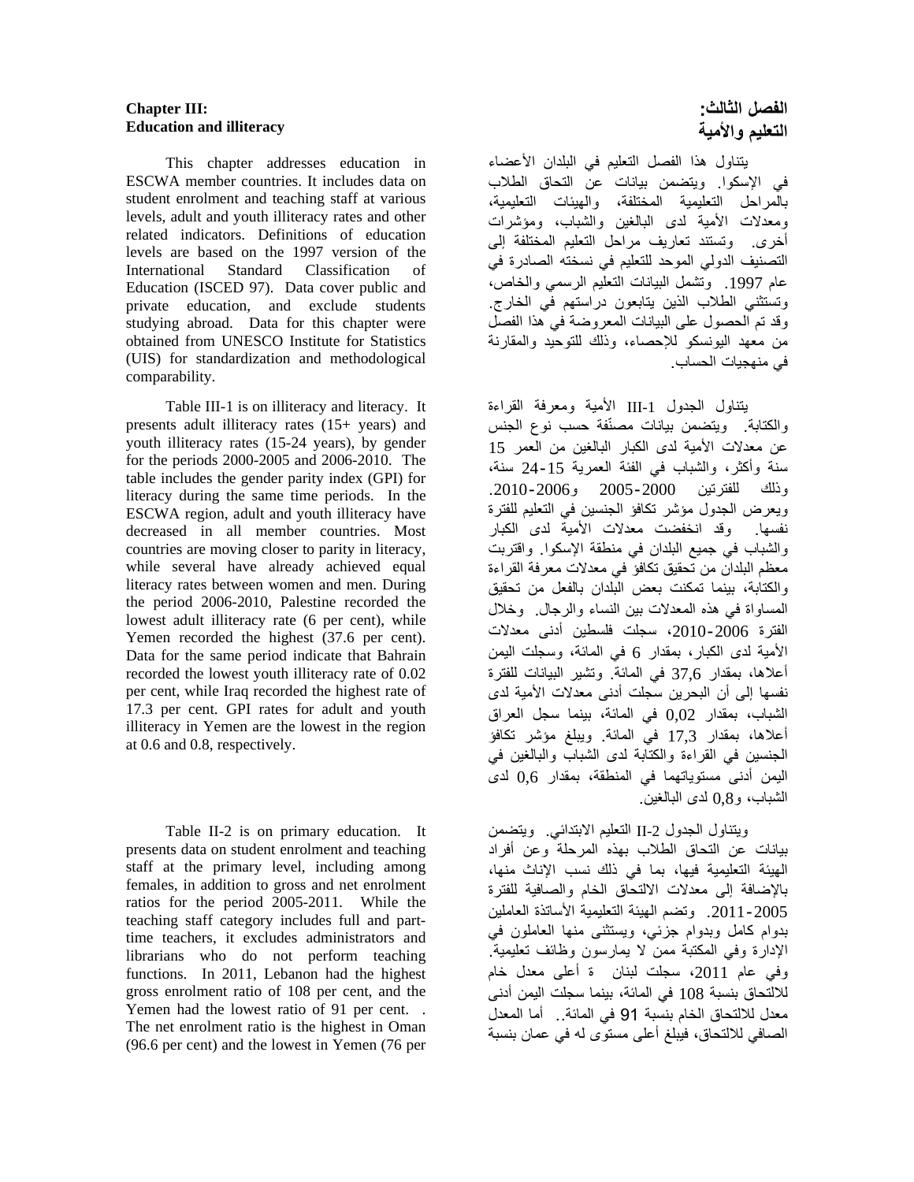**Chapter III:**
**Education and illiteracy**

This chapter addresses education in ESCWA member countries. It includes data on student enrolment and teaching staff at various levels, adult and youth illiteracy rates and other related indicators. Definitions of education levels are based on the 1997 version of the International Standard Classification of Education (ISCED 97). Data cover public and private education, and exclude students studying abroad. Data for this chapter were obtained from UNESCO Institute for Statistics (UIS) for standardization and methodological comparability.

Table III-1 is on illiteracy and literacy. It presents adult illiteracy rates (15+ years) and youth illiteracy rates (15-24 years), by gender for the periods 2000-2005 and 2006-2010. The table includes the gender parity index (GPI) for literacy during the same time periods. In the ESCWA region, adult and youth illiteracy have decreased in all member countries. Most countries are moving closer to parity in literacy, while several have already achieved equal literacy rates between women and men. During the period 2006-2010, Palestine recorded the lowest adult illiteracy rate (6 per cent), while Yemen recorded the highest (37.6 per cent). Data for the same period indicate that Bahrain recorded the lowest youth illiteracy rate of 0.02 per cent, while Iraq recorded the highest rate of 17.3 per cent. GPI rates for adult and youth illiteracy in Yemen are the lowest in the region at 0.6 and 0.8, respectively.

Table II-2 is on primary education. It presents data on student enrolment and teaching staff at the primary level, including among females, in addition to gross and net enrolment ratios for the period 2005-2011. While the teaching staff category includes full and part-time teachers, it excludes administrators and librarians who do not perform teaching functions. In 2011, Lebanon had the highest gross enrolment ratio of 108 per cent, and the Yemen had the lowest ratio of 91 per cent. . The net enrolment ratio is the highest in Oman (96.6 per cent) and the lowest in Yemen (76 per

**الفصل الثالث:**
**التعليم والأمية**

يتناول هذا الفصل التعليم في البلدان الأعضاء في الإسكوا. ويتضمن بيانات عن التحاق الطلاب بالمراحل التعليمية المختلفة، والهيئات التعليمية، ومعدلات الأمية لدى البالغين والشباب، ومؤشرات أخرى. وتستند تعاريف مراحل التعليم المختلفة إلى التصنيف الدولي الموحد للتعليم في نسخته الصادرة في عام 1997. وتشمل البيانات التعليم الرسمي والخاص، وتستثني الطلاب الذين يتابعون دراستهم في الخارج. وقد تم الحصول على البيانات المعروضة في هذا الفصل من معهد اليونسكو للإحصاء، وذلك للتوحيد والمقارنة في منهجيات الحساب.

يتناول الجدول III-1 الأمية ومعرفة القراءة والكتابة. ويتضمن بيانات مصنّفة حسب نوع الجنس عن معدلات الأمية لدى الكبار البالغين من العمر 15 سنة وأكثر، والشباب في الفئة العمرية 15-24 سنة، وذلك للفترتين 2000-2005 و2006-2010. ويعرض الجدول مؤشر تكافؤ الجنسين في التعليم للفترة نفسها. وقد انخفضت معدلات الأمية لدى الكبار والشباب في جميع البلدان في منطقة الإسكوا. واقتربت معظم البلدان من تحقيق تكافؤ في معدلات معرفة القراءة والكتابة، بينما تمكنت بعض البلدان بالفعل من تحقيق المساواة في هذه المعدلات بين النساء والرجال. وخلال الفترة 2006-2010، سجلت فلسطين أدنى معدلات الأمية لدى الكبار، بمقدار 6 في المائة، وسجلت اليمن أعلاها، بمقدار 37,6 في المائة. وتشير البيانات للفترة نفسها إلى أن البحرين سجلت أدنى معدلات الأمية لدى الشباب، بمقدار 0,02 في المائة، بينما سجل العراق أعلاها، بمقدار 17,3 في المائة. ويبلغ مؤشر تكافؤ الجنسين في القراءة والكتابة لدى الشباب والبالغين في اليمن أدنى مستوياتهما في المنطقة، بمقدار 0,6 لدى الشباب، و0,8 لدى البالغين.

ويتناول الجدول II-2 التعليم الابتدائي. ويتضمن بيانات عن التحاق الطلاب بهذه المرحلة وعن أفراد الهيئة التعليمية فيها، بما في ذلك نسب الإناث منها، بالإضافة إلى معدلات الالتحاق الخام والصافية للفترة 2005-2011. وتضم الهيئة التعليمية الأساتذة العاملين بدوام كامل وبدوام جزئي، ويستثنى منها العاملون في الإدارة وفي المكتبة ممن لا يمارسون وظائف تعليمية. وفي عام 2011، سجلت لبنان ة أعلى معدل خام للالتحاق بنسبة 108 في المائة، بينما سجلت اليمن أدنى معدل للالتحاق الخام بنسبة 91 في المائة.. أما المعدل الصافي للالتحاق، فيبلغ أعلى مستوى له في عمان بنسبة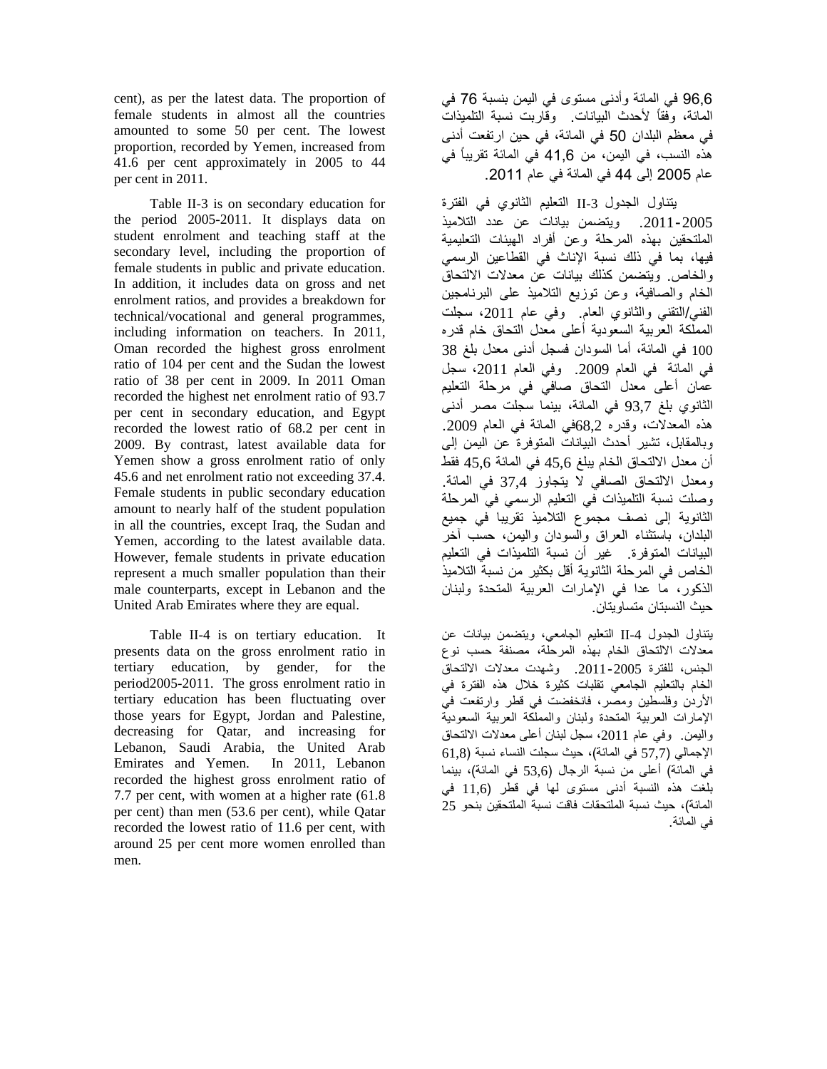cent), as per the latest data. The proportion of female students in almost all the countries amounted to some 50 per cent. The lowest proportion, recorded by Yemen, increased from 41.6 per cent approximately in 2005 to 44 per cent in 2011.

Table II-3 is on secondary education for the period 2005-2011. It displays data on student enrolment and teaching staff at the secondary level, including the proportion of female students in public and private education. In addition, it includes data on gross and net enrolment ratios, and provides a breakdown for technical/vocational and general programmes, including information on teachers. In 2011, Oman recorded the highest gross enrolment ratio of 104 per cent and the Sudan the lowest ratio of 38 per cent in 2009. In 2011 Oman recorded the highest net enrolment ratio of 93.7 per cent in secondary education, and Egypt recorded the lowest ratio of 68.2 per cent in 2009. By contrast, latest available data for Yemen show a gross enrolment ratio of only 45.6 and net enrolment ratio not exceeding 37.4. Female students in public secondary education amount to nearly half of the student population in all the countries, except Iraq, the Sudan and Yemen, according to the latest available data. However, female students in private education represent a much smaller population than their male counterparts, except in Lebanon and the United Arab Emirates where they are equal.

Table II-4 is on tertiary education. It presents data on the gross enrolment ratio in tertiary education, by gender, for the period2005-2011. The gross enrolment ratio in tertiary education has been fluctuating over those years for Egypt, Jordan and Palestine, decreasing for Qatar, and increasing for Lebanon, Saudi Arabia, the United Arab Emirates and Yemen. In 2011, Lebanon recorded the highest gross enrolment ratio of 7.7 per cent, with women at a higher rate (61.8 per cent) than men (53.6 per cent), while Qatar recorded the lowest ratio of 11.6 per cent, with around 25 per cent more women enrolled than men.

96,6 في المائة وأدنى مستوى في اليمن بنسبة 76 في المائة، وفقاً لأحدث البيانات. وقاربت نسبة التلميذات في معظم البلدان 50 في المائة، في حين ارتفعت أدنى هذه النسب، في اليمن، من 41,6 في المائة تقريباً في عام 2005 إلى 44 في المائة في عام 2011.

يتناول الجدول II-3 التعليم الثانوي في الفترة 2005-2011. ويتضمن بيانات عن عدد التلاميذ الملتحقين بهذه المرحلة وعن أفراد الهيئات التعليمية فيها، بما في ذلك نسبة الإناث في القطاعين الرسمي والخاص. ويتضمن كذلك بيانات عن معدلات الالتحاق الخام والصافية، وعن توزيع التلاميذ على البرنامجين الفني/التقني والثانوي العام. وفي عام 2011، سجلت المملكة العربية السعودية أعلى معدل التحاق خام قدره 100 في المائة، أما السودان فسجل أدنى معدل بلغ 38 في المائة في العام 2009. وفي العام 2011، سجل عمان أعلى معدل التحاق صافي في مرحلة التعليم الثانوي بلغ 93,7 في المائة، بينما سجلت مصر أدنى هذه المعدلات، وقدره 68,2في المائة في العام 2009. وبالمقابل، تشير أحدث البيانات المتوفرة عن اليمن إلى أن معدل الالتحاق الخام يبلغ 45,6 في المائة 45,6 فقط ومعدل الالتحاق الصافي لا يتجاوز 37,4 في المائة. وصلت نسبة التلميذات في التعليم الرسمي في المرحلة الثانوية إلى نصف مجموع التلاميذ تقريبا في جميع البلدان، باستثناء العراق والسودان واليمن، حسب آخر البيانات المتوفرة. غير أن نسبة التلميذات في التعليم الخاص في المرحلة الثانوية أقل بكثير من نسبة التلاميذ الذكور، ما عدا في الإمارات العربية المتحدة ولبنان حيث النسبتان متساويتان.

يتناول الجدول II-4 التعليم الجامعي، ويتضمن بيانات عن معدلات الالتحاق الخام بهذه المرحلة، مصنفة حسب نوع الجنس، للفترة 2005-2011. وشهدت معدلات الالتحاق الخام بالتعليم الجامعي تقلبات كثيرة خلال هذه الفترة في الأردن وفلسطين ومصر، فانخفضت في قطر وارتفعت في الإمارات العربية المتحدة ولبنان والمملكة العربية السعودية واليمن. وفي عام 2011، سجل لبنان أعلى معدلات الالتحاق الإجمالي (57,7 في المائة)، حيث سجلت النساء نسبة (61,8 في المائة) أعلى من نسبة الرجال (53,6 في المائة)، بينما بلغت هذه النسبة أدنى مستوى لها في قطر (11,6 في المائة)، حيث نسبة الملتحقات فاقت نسبة الملتحقين بنحو 25 في المائة.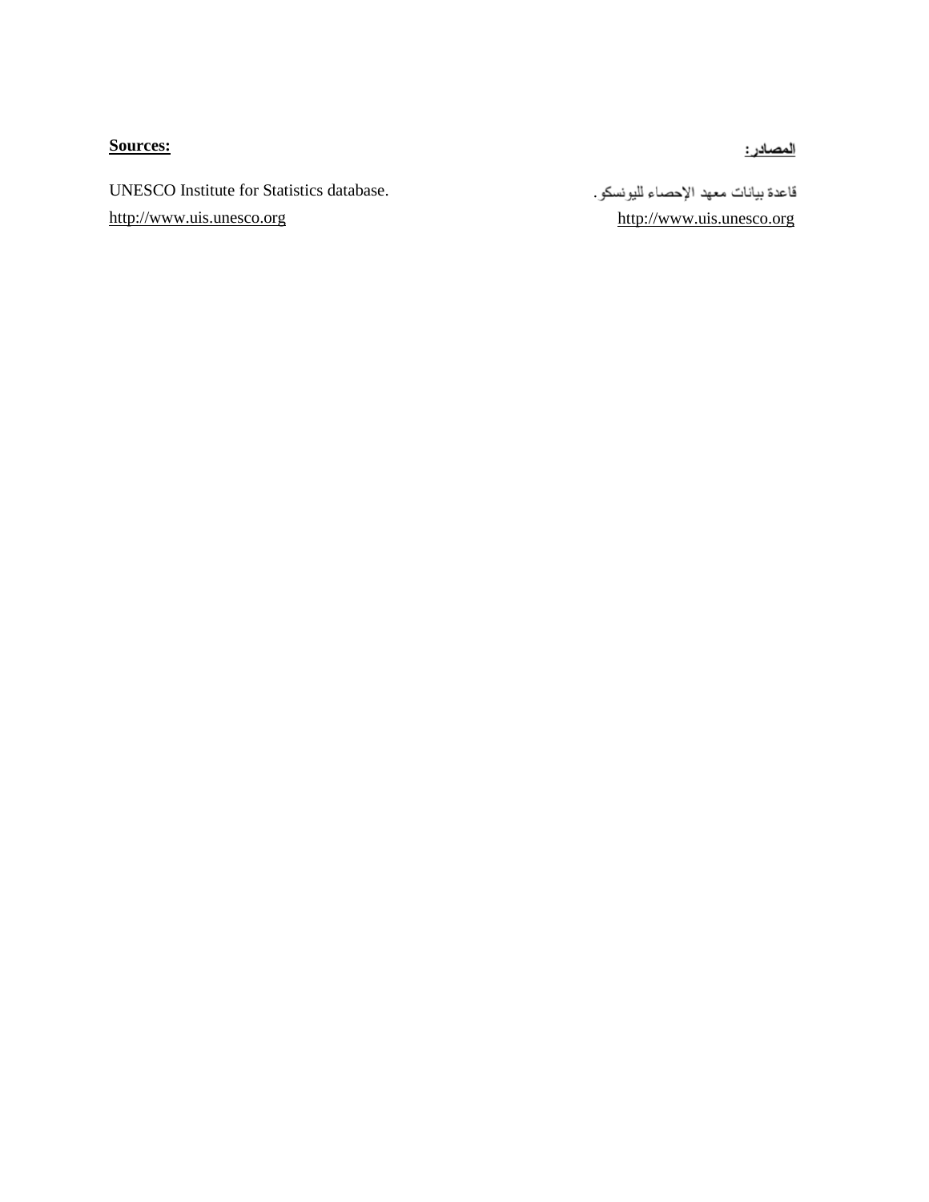**Sources:**

UNESCO Institute for Statistics database.
http://www.uis.unesco.org

**المصادر:**

قاعدة بيانات معهد الإحصاء لليونسكو.
http://www.uis.unesco.org